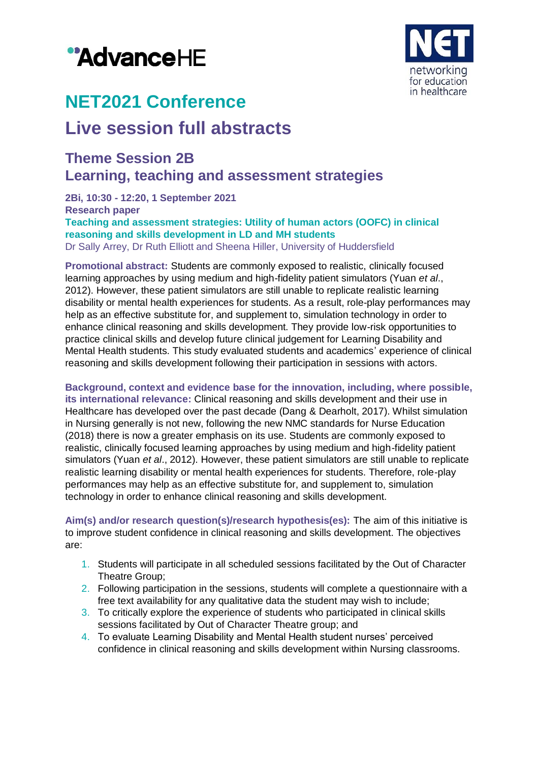# NET2021 Conference

# Live session full abstracts

## Theme Session 2B
## Learning, teaching and assessment strategies

**2Bi, 10:30 - 12:20, 1 September 2021**
**Research paper**
**Teaching and assessment strategies: Utility of human actors (OOFC) in clinical reasoning and skills development in LD and MH students**
Dr Sally Arrey, Dr Ruth Elliott and Sheena Hiller, University of Huddersfield

**Promotional abstract:** Students are commonly exposed to realistic, clinically focused learning approaches by using medium and high-fidelity patient simulators (Yuan *et al*., 2012). However, these patient simulators are still unable to replicate realistic learning disability or mental health experiences for students. As a result, role-play performances may help as an effective substitute for, and supplement to, simulation technology in order to enhance clinical reasoning and skills development. They provide low-risk opportunities to practice clinical skills and develop future clinical judgement for Learning Disability and Mental Health students. This study evaluated students and academics' experience of clinical reasoning and skills development following their participation in sessions with actors.

**Background, context and evidence base for the innovation, including, where possible, its international relevance:** Clinical reasoning and skills development and their use in Healthcare has developed over the past decade (Dang & Dearholt, 2017). Whilst simulation in Nursing generally is not new, following the new NMC standards for Nurse Education (2018) there is now a greater emphasis on its use. Students are commonly exposed to realistic, clinically focused learning approaches by using medium and high-fidelity patient simulators (Yuan *et al*., 2012). However, these patient simulators are still unable to replicate realistic learning disability or mental health experiences for students. Therefore, role-play performances may help as an effective substitute for, and supplement to, simulation technology in order to enhance clinical reasoning and skills development.

**Aim(s) and/or research question(s)/research hypothesis(es):** The aim of this initiative is to improve student confidence in clinical reasoning and skills development. The objectives are:

1. Students will participate in all scheduled sessions facilitated by the Out of Character Theatre Group;
2. Following participation in the sessions, students will complete a questionnaire with a free text availability for any qualitative data the student may wish to include;
3. To critically explore the experience of students who participated in clinical skills sessions facilitated by Out of Character Theatre group; and
4. To evaluate Learning Disability and Mental Health student nurses' perceived confidence in clinical reasoning and skills development within Nursing classrooms.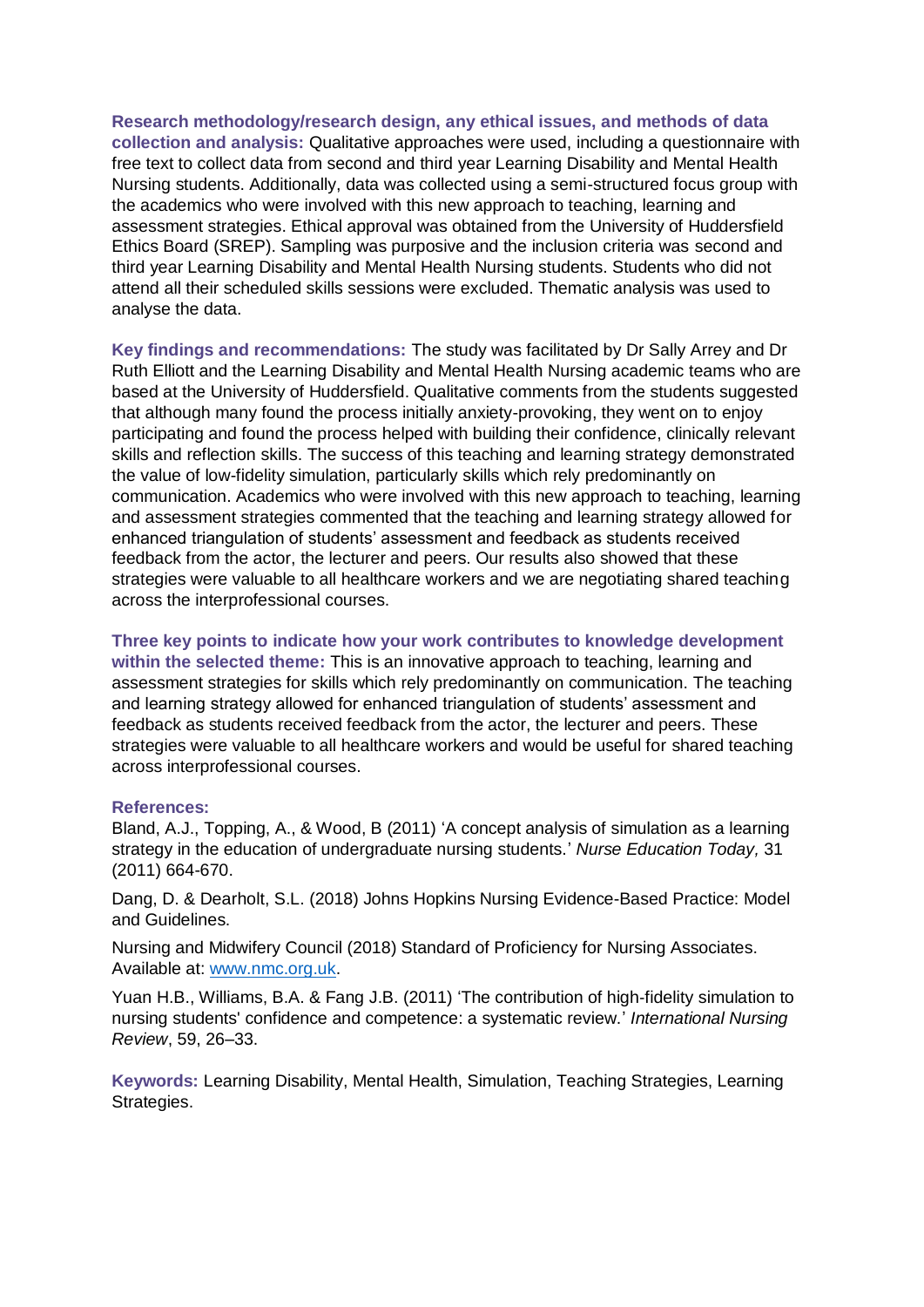**Research methodology/research design, any ethical issues, and methods of data collection and analysis:** Qualitative approaches were used, including a questionnaire with free text to collect data from second and third year Learning Disability and Mental Health Nursing students. Additionally, data was collected using a semi-structured focus group with the academics who were involved with this new approach to teaching, learning and assessment strategies. Ethical approval was obtained from the University of Huddersfield Ethics Board (SREP). Sampling was purposive and the inclusion criteria was second and third year Learning Disability and Mental Health Nursing students. Students who did not attend all their scheduled skills sessions were excluded. Thematic analysis was used to analyse the data.

**Key findings and recommendations:** The study was facilitated by Dr Sally Arrey and Dr Ruth Elliott and the Learning Disability and Mental Health Nursing academic teams who are based at the University of Huddersfield. Qualitative comments from the students suggested that although many found the process initially anxiety-provoking, they went on to enjoy participating and found the process helped with building their confidence, clinically relevant skills and reflection skills. The success of this teaching and learning strategy demonstrated the value of low-fidelity simulation, particularly skills which rely predominantly on communication. Academics who were involved with this new approach to teaching, learning and assessment strategies commented that the teaching and learning strategy allowed for enhanced triangulation of students' assessment and feedback as students received feedback from the actor, the lecturer and peers. Our results also showed that these strategies were valuable to all healthcare workers and we are negotiating shared teaching across the interprofessional courses.

**Three key points to indicate how your work contributes to knowledge development within the selected theme:** This is an innovative approach to teaching, learning and assessment strategies for skills which rely predominantly on communication. The teaching and learning strategy allowed for enhanced triangulation of students' assessment and feedback as students received feedback from the actor, the lecturer and peers. These strategies were valuable to all healthcare workers and would be useful for shared teaching across interprofessional courses.

**References:**

Bland, A.J., Topping, A., & Wood, B (2011) 'A concept analysis of simulation as a learning strategy in the education of undergraduate nursing students.' *Nurse Education Today,* 31 (2011) 664-670.

Dang, D. & Dearholt, S.L. (2018) Johns Hopkins Nursing Evidence-Based Practice: Model and Guidelines.

Nursing and Midwifery Council (2018) Standard of Proficiency for Nursing Associates. Available at: [www.nmc.org.uk](www.nmc.org.uk).

Yuan H.B., Williams, B.A. & Fang J.B. (2011) 'The contribution of high-fidelity simulation to nursing students' confidence and competence: a systematic review.' *International Nursing Review*, 59, 26–33.

**Keywords:** Learning Disability, Mental Health, Simulation, Teaching Strategies, Learning Strategies.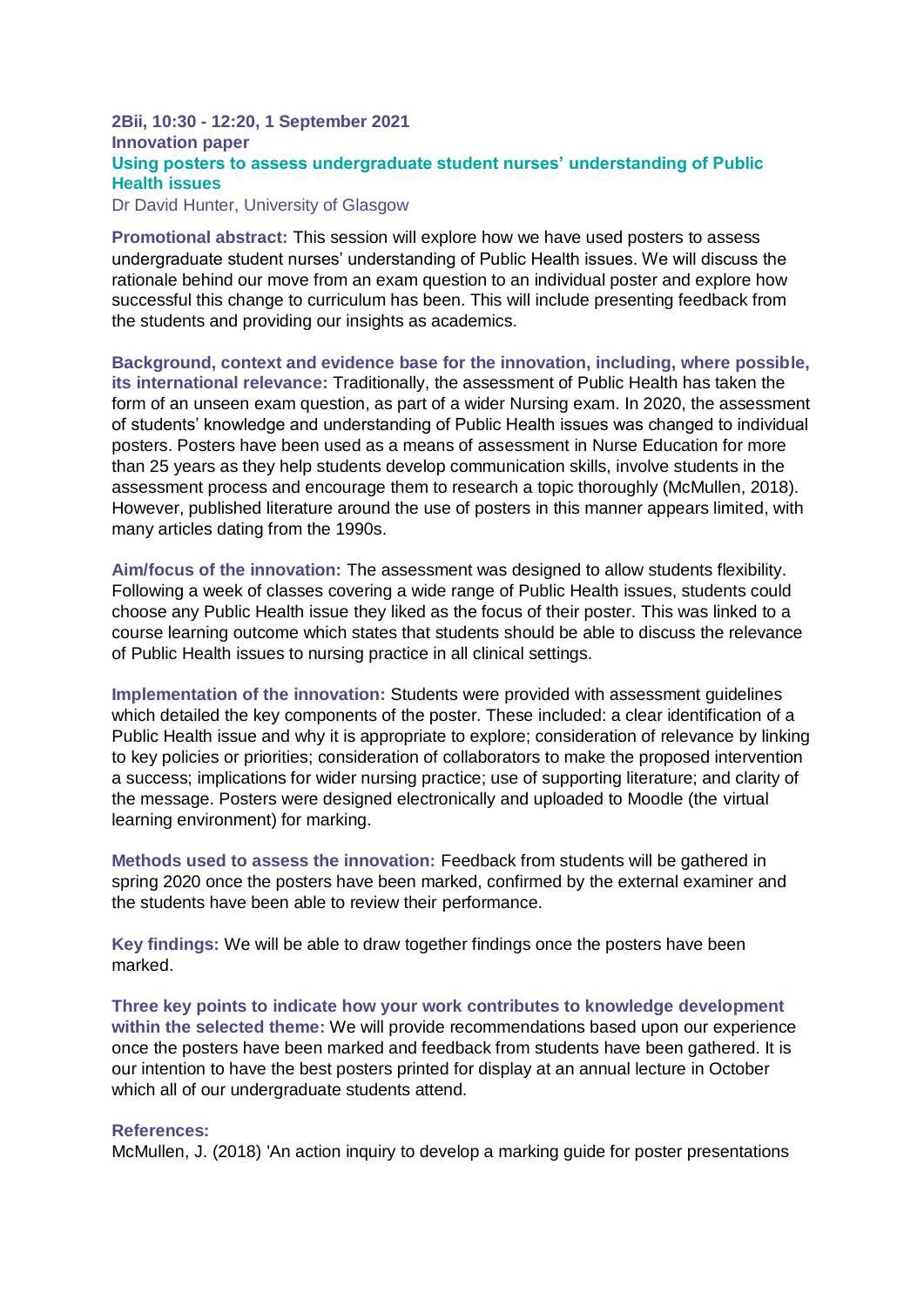**2Bii, 10:30 - 12:20, 1 September 2021**
**Innovation paper**

## Using posters to assess undergraduate student nurses' understanding of Public Health issues

Dr David Hunter, University of Glasgow

**Promotional abstract:** This session will explore how we have used posters to assess undergraduate student nurses' understanding of Public Health issues. We will discuss the rationale behind our move from an exam question to an individual poster and explore how successful this change to curriculum has been. This will include presenting feedback from the students and providing our insights as academics.

**Background, context and evidence base for the innovation, including, where possible, its international relevance:** Traditionally, the assessment of Public Health has taken the form of an unseen exam question, as part of a wider Nursing exam. In 2020, the assessment of students' knowledge and understanding of Public Health issues was changed to individual posters. Posters have been used as a means of assessment in Nurse Education for more than 25 years as they help students develop communication skills, involve students in the assessment process and encourage them to research a topic thoroughly (McMullen, 2018). However, published literature around the use of posters in this manner appears limited, with many articles dating from the 1990s.

**Aim/focus of the innovation:** The assessment was designed to allow students flexibility. Following a week of classes covering a wide range of Public Health issues, students could choose any Public Health issue they liked as the focus of their poster. This was linked to a course learning outcome which states that students should be able to discuss the relevance of Public Health issues to nursing practice in all clinical settings.

**Implementation of the innovation:** Students were provided with assessment guidelines which detailed the key components of the poster. These included: a clear identification of a Public Health issue and why it is appropriate to explore; consideration of relevance by linking to key policies or priorities; consideration of collaborators to make the proposed intervention a success; implications for wider nursing practice; use of supporting literature; and clarity of the message. Posters were designed electronically and uploaded to Moodle (the virtual learning environment) for marking.

**Methods used to assess the innovation:** Feedback from students will be gathered in spring 2020 once the posters have been marked, confirmed by the external examiner and the students have been able to review their performance.

**Key findings:** We will be able to draw together findings once the posters have been marked.

**Three key points to indicate how your work contributes to knowledge development within the selected theme:** We will provide recommendations based upon our experience once the posters have been marked and feedback from students have been gathered. It is our intention to have the best posters printed for display at an annual lecture in October which all of our undergraduate students attend.

**References:**

McMullen, J. (2018) 'An action inquiry to develop a marking guide for poster presentations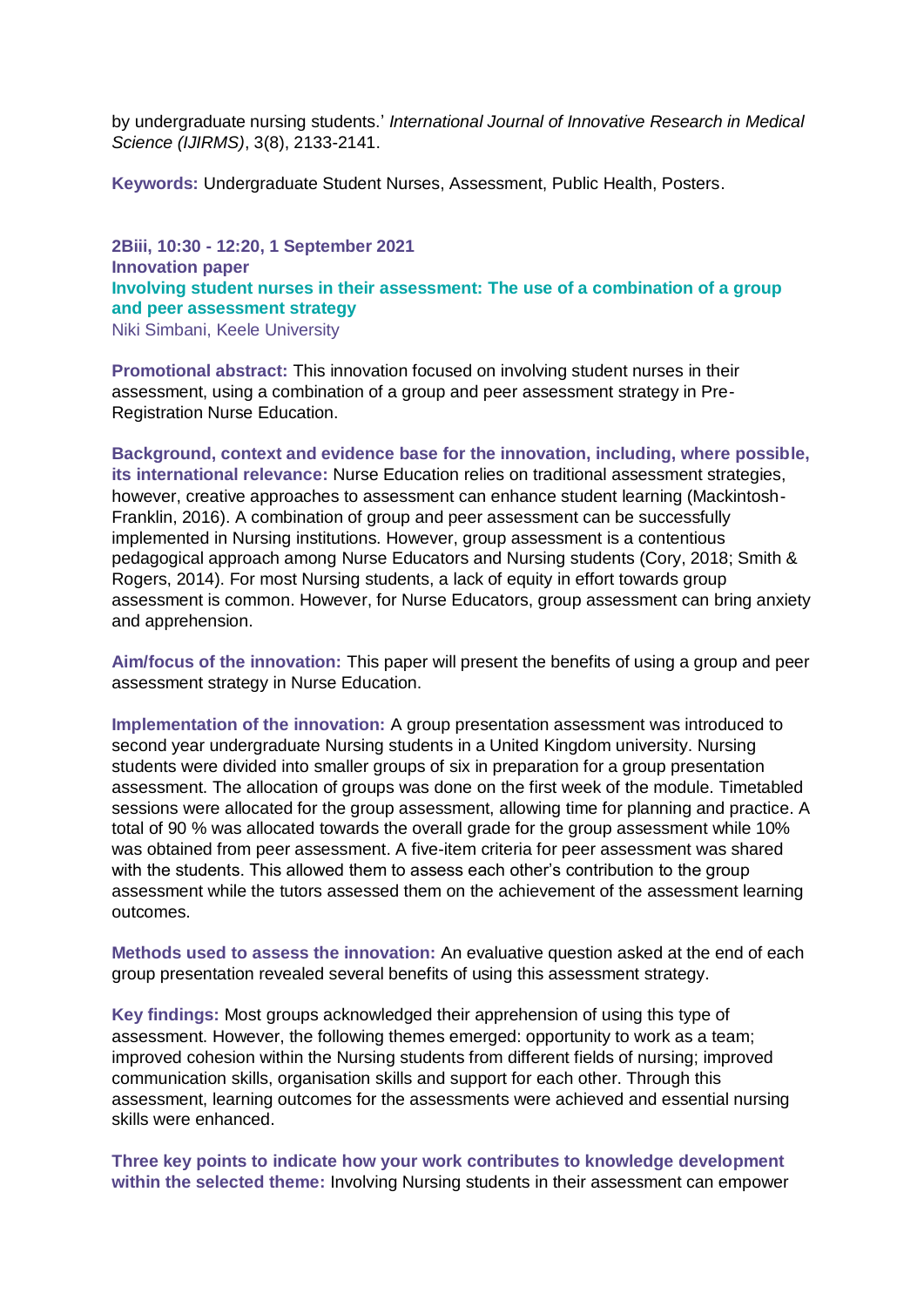by undergraduate nursing students.' *International Journal of Innovative Research in Medical Science (IJIRMS)*, 3(8), 2133-2141.

**Keywords:** Undergraduate Student Nurses, Assessment, Public Health, Posters.

**2Biii, 10:30 - 12:20, 1 September 2021**
**Innovation paper**

### Involving student nurses in their assessment: The use of a combination of a group and peer assessment strategy

Niki Simbani, Keele University

**Promotional abstract:** This innovation focused on involving student nurses in their assessment, using a combination of a group and peer assessment strategy in Pre-Registration Nurse Education.

**Background, context and evidence base for the innovation, including, where possible, its international relevance:** Nurse Education relies on traditional assessment strategies, however, creative approaches to assessment can enhance student learning (Mackintosh-Franklin, 2016). A combination of group and peer assessment can be successfully implemented in Nursing institutions. However, group assessment is a contentious pedagogical approach among Nurse Educators and Nursing students (Cory, 2018; Smith & Rogers, 2014). For most Nursing students, a lack of equity in effort towards group assessment is common. However, for Nurse Educators, group assessment can bring anxiety and apprehension.

**Aim/focus of the innovation:** This paper will present the benefits of using a group and peer assessment strategy in Nurse Education.

**Implementation of the innovation:** A group presentation assessment was introduced to second year undergraduate Nursing students in a United Kingdom university. Nursing students were divided into smaller groups of six in preparation for a group presentation assessment. The allocation of groups was done on the first week of the module. Timetabled sessions were allocated for the group assessment, allowing time for planning and practice. A total of 90 % was allocated towards the overall grade for the group assessment while 10% was obtained from peer assessment. A five-item criteria for peer assessment was shared with the students. This allowed them to assess each other's contribution to the group assessment while the tutors assessed them on the achievement of the assessment learning outcomes.

**Methods used to assess the innovation:** An evaluative question asked at the end of each group presentation revealed several benefits of using this assessment strategy.

**Key findings:** Most groups acknowledged their apprehension of using this type of assessment. However, the following themes emerged: opportunity to work as a team; improved cohesion within the Nursing students from different fields of nursing; improved communication skills, organisation skills and support for each other. Through this assessment, learning outcomes for the assessments were achieved and essential nursing skills were enhanced.

**Three key points to indicate how your work contributes to knowledge development within the selected theme:** Involving Nursing students in their assessment can empower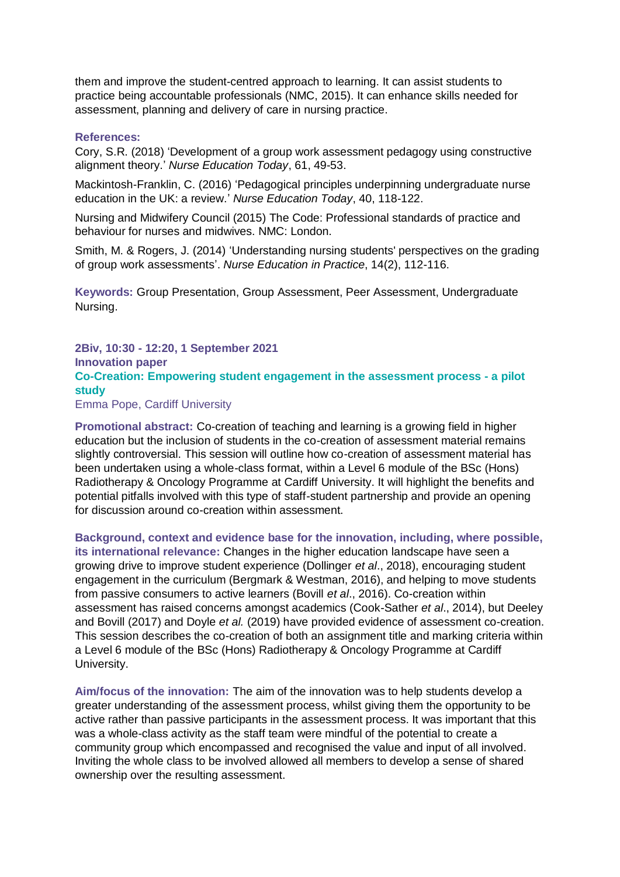them and improve the student-centred approach to learning. It can assist students to practice being accountable professionals (NMC, 2015). It can enhance skills needed for assessment, planning and delivery of care in nursing practice.

**References:**

Cory, S.R. (2018) 'Development of a group work assessment pedagogy using constructive alignment theory.' *Nurse Education Today*, 61, 49-53.

Mackintosh-Franklin, C. (2016) 'Pedagogical principles underpinning undergraduate nurse education in the UK: a review.' *Nurse Education Today*, 40, 118-122.

Nursing and Midwifery Council (2015) The Code: Professional standards of practice and behaviour for nurses and midwives. NMC: London.

Smith, M. & Rogers, J. (2014) 'Understanding nursing students' perspectives on the grading of group work assessments'. *Nurse Education in Practice*, 14(2), 112-116.

**Keywords:** Group Presentation, Group Assessment, Peer Assessment, Undergraduate Nursing.

**2Biv, 10:30 - 12:20, 1 September 2021**
**Innovation paper**

## Co-Creation: Empowering student engagement in the assessment process - a pilot study

Emma Pope, Cardiff University

**Promotional abstract:** Co-creation of teaching and learning is a growing field in higher education but the inclusion of students in the co-creation of assessment material remains slightly controversial. This session will outline how co-creation of assessment material has been undertaken using a whole-class format, within a Level 6 module of the BSc (Hons) Radiotherapy & Oncology Programme at Cardiff University. It will highlight the benefits and potential pitfalls involved with this type of staff-student partnership and provide an opening for discussion around co-creation within assessment.

**Background, context and evidence base for the innovation, including, where possible, its international relevance:** Changes in the higher education landscape have seen a growing drive to improve student experience (Dollinger *et al*., 2018), encouraging student engagement in the curriculum (Bergmark & Westman, 2016), and helping to move students from passive consumers to active learners (Bovill *et al*., 2016). Co-creation within assessment has raised concerns amongst academics (Cook-Sather *et al*., 2014), but Deeley and Bovill (2017) and Doyle *et al.* (2019) have provided evidence of assessment co-creation. This session describes the co-creation of both an assignment title and marking criteria within a Level 6 module of the BSc (Hons) Radiotherapy & Oncology Programme at Cardiff University.

**Aim/focus of the innovation:** The aim of the innovation was to help students develop a greater understanding of the assessment process, whilst giving them the opportunity to be active rather than passive participants in the assessment process. It was important that this was a whole-class activity as the staff team were mindful of the potential to create a community group which encompassed and recognised the value and input of all involved. Inviting the whole class to be involved allowed all members to develop a sense of shared ownership over the resulting assessment.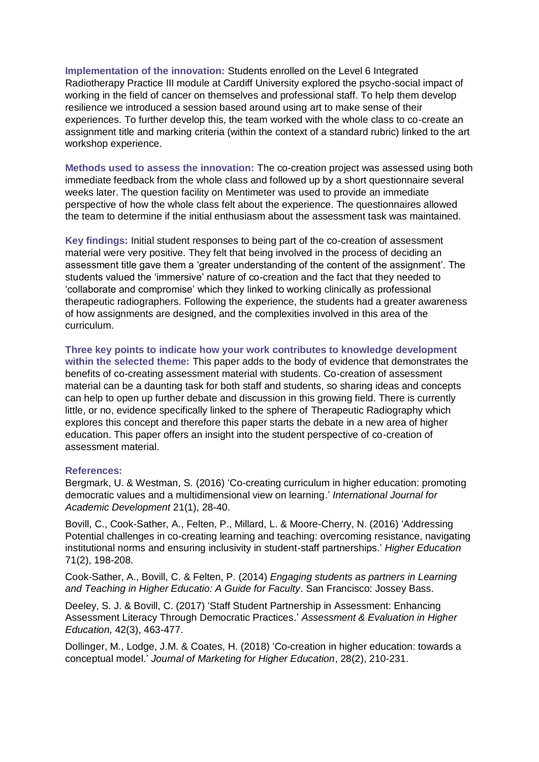**Implementation of the innovation:** Students enrolled on the Level 6 Integrated Radiotherapy Practice III module at Cardiff University explored the psycho-social impact of working in the field of cancer on themselves and professional staff. To help them develop resilience we introduced a session based around using art to make sense of their experiences. To further develop this, the team worked with the whole class to co-create an assignment title and marking criteria (within the context of a standard rubric) linked to the art workshop experience.

**Methods used to assess the innovation:** The co-creation project was assessed using both immediate feedback from the whole class and followed up by a short questionnaire several weeks later. The question facility on Mentimeter was used to provide an immediate perspective of how the whole class felt about the experience. The questionnaires allowed the team to determine if the initial enthusiasm about the assessment task was maintained.

**Key findings:** Initial student responses to being part of the co-creation of assessment material were very positive. They felt that being involved in the process of deciding an assessment title gave them a 'greater understanding of the content of the assignment'. The students valued the 'immersive' nature of co-creation and the fact that they needed to 'collaborate and compromise' which they linked to working clinically as professional therapeutic radiographers. Following the experience, the students had a greater awareness of how assignments are designed, and the complexities involved in this area of the curriculum.

**Three key points to indicate how your work contributes to knowledge development within the selected theme:** This paper adds to the body of evidence that demonstrates the benefits of co-creating assessment material with students. Co-creation of assessment material can be a daunting task for both staff and students, so sharing ideas and concepts can help to open up further debate and discussion in this growing field. There is currently little, or no, evidence specifically linked to the sphere of Therapeutic Radiography which explores this concept and therefore this paper starts the debate in a new area of higher education. This paper offers an insight into the student perspective of co-creation of assessment material.

**References:**

Bergmark, U. & Westman, S. (2016) 'Co-creating curriculum in higher education: promoting democratic values and a multidimensional view on learning.' *International Journal for Academic Development* 21(1), 28-40.

Bovill, C., Cook-Sather, A., Felten, P., Millard, L. & Moore-Cherry, N. (2016) 'Addressing Potential challenges in co-creating learning and teaching: overcoming resistance, navigating institutional norms and ensuring inclusivity in student-staff partnerships.' *Higher Education* 71(2), 198-208.

Cook-Sather, A., Bovill, C. & Felten, P. (2014) *Engaging students as partners in Learning and Teaching in Higher Educatio: A Guide for Faculty*. San Francisco: Jossey Bass.

Deeley, S. J. & Bovill, C. (2017) 'Staff Student Partnership in Assessment: Enhancing Assessment Literacy Through Democratic Practices.' *Assessment & Evaluation in Higher Education,* 42(3), 463-477.

Dollinger, M., Lodge, J.M. & Coates, H. (2018) 'Co-creation in higher education: towards a conceptual model.' *Journal of Marketing for Higher Education*, 28(2), 210-231.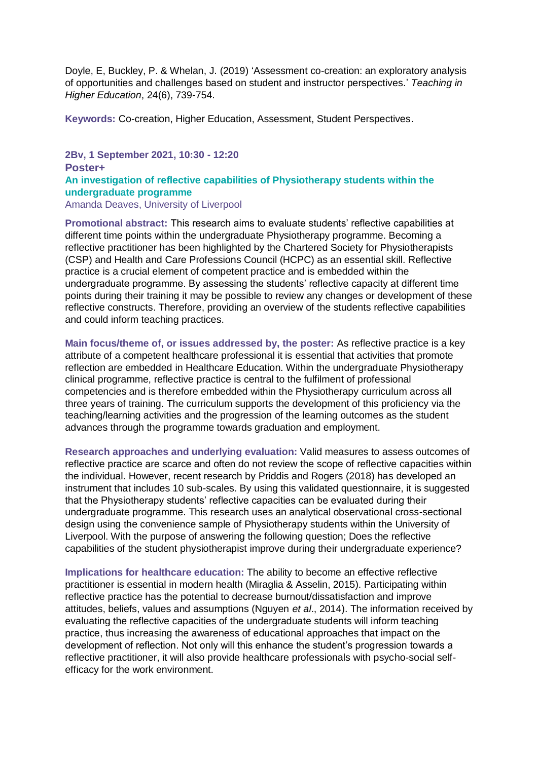Doyle, E, Buckley, P. & Whelan, J. (2019) 'Assessment co-creation: an exploratory analysis of opportunities and challenges based on student and instructor perspectives.' *Teaching in Higher Education*, 24(6), 739-754.

**Keywords:** Co-creation, Higher Education, Assessment, Student Perspectives.

**2Bv, 1 September 2021, 10:30 - 12:20**

**Poster+**

### An investigation of reflective capabilities of Physiotherapy students within the undergraduate programme

Amanda Deaves, University of Liverpool

**Promotional abstract:** This research aims to evaluate students' reflective capabilities at different time points within the undergraduate Physiotherapy programme. Becoming a reflective practitioner has been highlighted by the Chartered Society for Physiotherapists (CSP) and Health and Care Professions Council (HCPC) as an essential skill. Reflective practice is a crucial element of competent practice and is embedded within the undergraduate programme. By assessing the students' reflective capacity at different time points during their training it may be possible to review any changes or development of these reflective constructs. Therefore, providing an overview of the students reflective capabilities and could inform teaching practices.

**Main focus/theme of, or issues addressed by, the poster:** As reflective practice is a key attribute of a competent healthcare professional it is essential that activities that promote reflection are embedded in Healthcare Education. Within the undergraduate Physiotherapy clinical programme, reflective practice is central to the fulfilment of professional competencies and is therefore embedded within the Physiotherapy curriculum across all three years of training. The curriculum supports the development of this proficiency via the teaching/learning activities and the progression of the learning outcomes as the student advances through the programme towards graduation and employment.

**Research approaches and underlying evaluation:** Valid measures to assess outcomes of reflective practice are scarce and often do not review the scope of reflective capacities within the individual. However, recent research by Priddis and Rogers (2018) has developed an instrument that includes 10 sub-scales. By using this validated questionnaire, it is suggested that the Physiotherapy students' reflective capacities can be evaluated during their undergraduate programme. This research uses an analytical observational cross-sectional design using the convenience sample of Physiotherapy students within the University of Liverpool. With the purpose of answering the following question; Does the reflective capabilities of the student physiotherapist improve during their undergraduate experience?

**Implications for healthcare education:** The ability to become an effective reflective practitioner is essential in modern health (Miraglia & Asselin, 2015). Participating within reflective practice has the potential to decrease burnout/dissatisfaction and improve attitudes, beliefs, values and assumptions (Nguyen *et al*., 2014). The information received by evaluating the reflective capacities of the undergraduate students will inform teaching practice, thus increasing the awareness of educational approaches that impact on the development of reflection. Not only will this enhance the student's progression towards a reflective practitioner, it will also provide healthcare professionals with psycho-social self-efficacy for the work environment.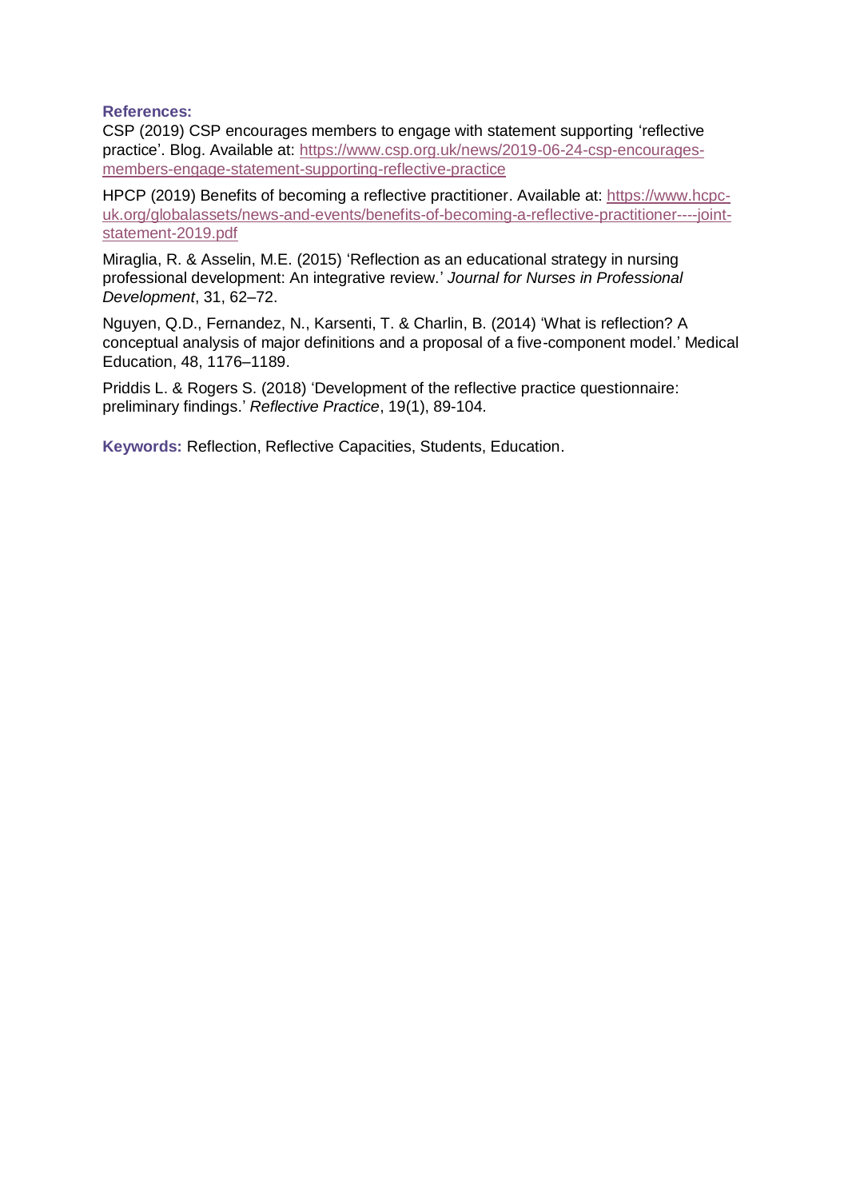**References:**

CSP (2019) CSP encourages members to engage with statement supporting 'reflective practice'. Blog. Available at: https://www.csp.org.uk/news/2019-06-24-csp-encourages-members-engage-statement-supporting-reflective-practice

HPCP (2019) Benefits of becoming a reflective practitioner. Available at: https://www.hcpc-uk.org/globalassets/news-and-events/benefits-of-becoming-a-reflective-practitioner----joint-statement-2019.pdf

Miraglia, R. & Asselin, M.E. (2015) 'Reflection as an educational strategy in nursing professional development: An integrative review.' *Journal for Nurses in Professional Development*, 31, 62–72.

Nguyen, Q.D., Fernandez, N., Karsenti, T. & Charlin, B. (2014) 'What is reflection? A conceptual analysis of major definitions and a proposal of a five-component model.' Medical Education, 48, 1176–1189.

Priddis L. & Rogers S. (2018) 'Development of the reflective practice questionnaire: preliminary findings.' *Reflective Practice*, 19(1), 89-104.

**Keywords:** Reflection, Reflective Capacities, Students, Education.